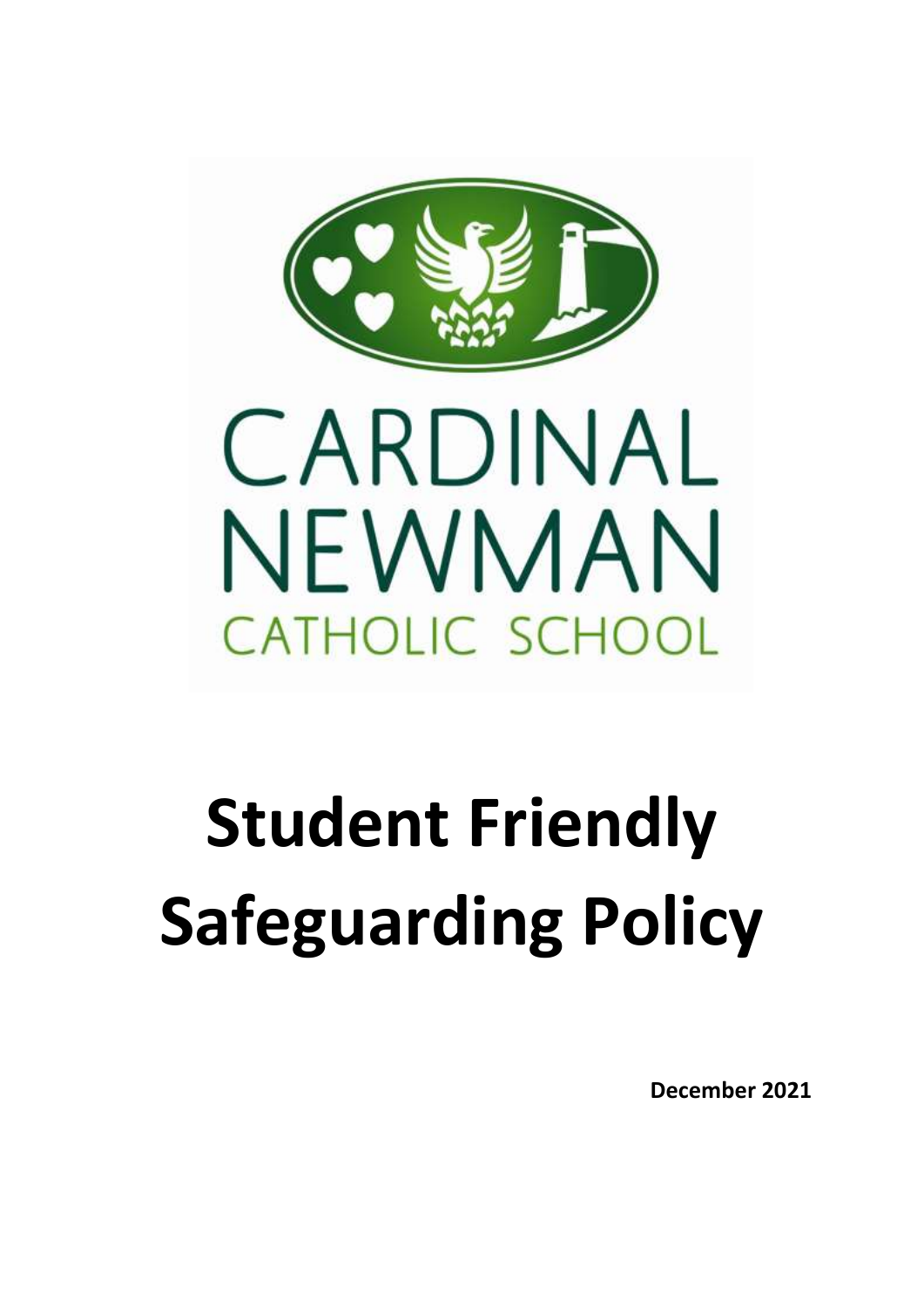CARDINAL NEWMAN CATHOLIC SCHOOL

# Student Friendly Safeguarding Policy

**December 2021**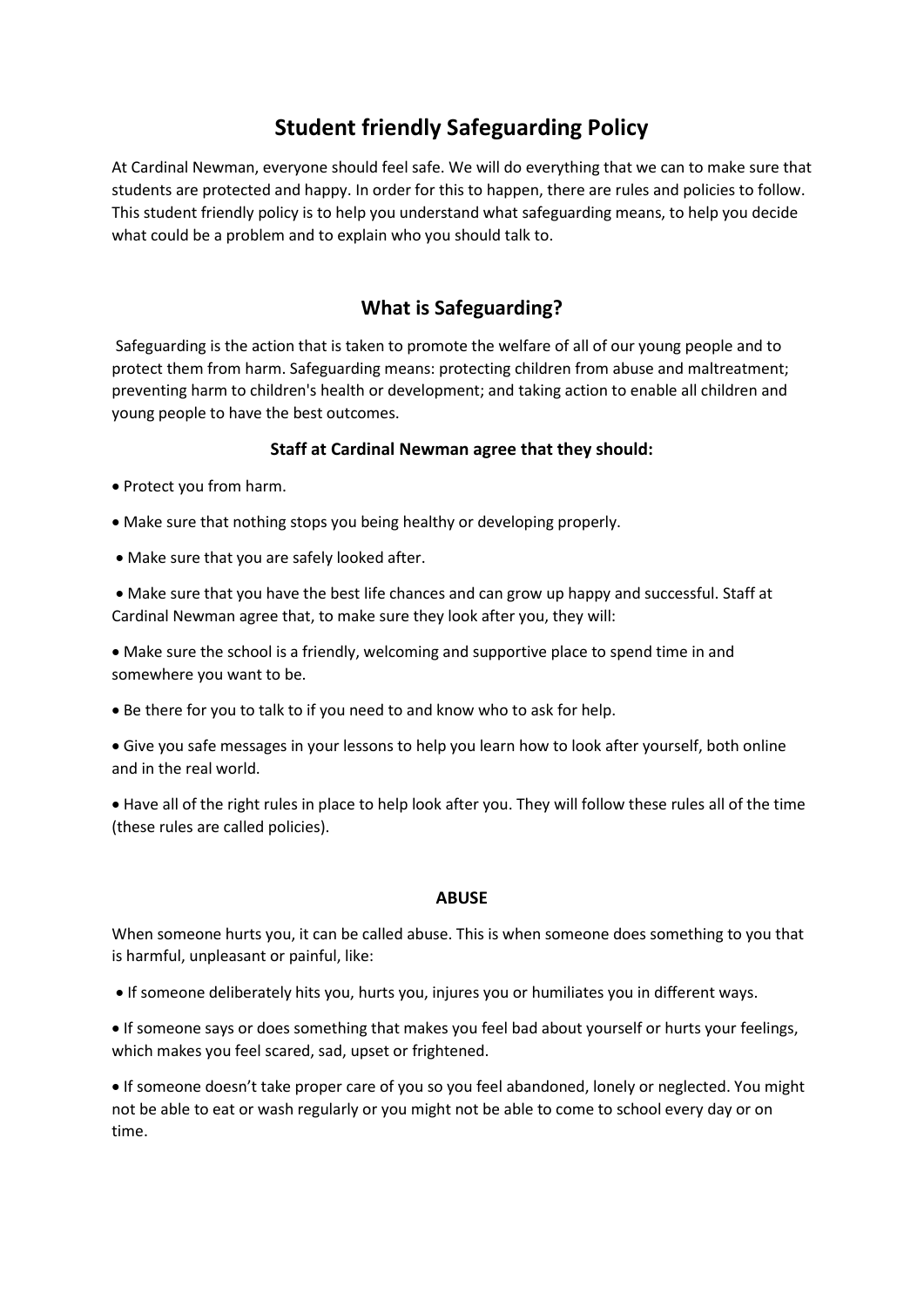# Student friendly Safeguarding Policy

At Cardinal Newman, everyone should feel safe. We will do everything that we can to make sure that students are protected and happy. In order for this to happen, there are rules and policies to follow. This student friendly policy is to help you understand what safeguarding means, to help you decide what could be a problem and to explain who you should talk to.

## What is Safeguarding?

Safeguarding is the action that is taken to promote the welfare of all of our young people and to protect them from harm. Safeguarding means: protecting children from abuse and maltreatment; preventing harm to children's health or development; and taking action to enable all children and young people to have the best outcomes.

### Staff at Cardinal Newman agree that they should:

- Protect you from harm.
- Make sure that nothing stops you being healthy or developing properly.
- Make sure that you are safely looked after.
- Make sure that you have the best life chances and can grow up happy and successful. Staff at Cardinal Newman agree that, to make sure they look after you, they will:
- Make sure the school is a friendly, welcoming and supportive place to spend time in and somewhere you want to be.
- Be there for you to talk to if you need to and know who to ask for help.
- Give you safe messages in your lessons to help you learn how to look after yourself, both online and in the real world.
- Have all of the right rules in place to help look after you. They will follow these rules all of the time (these rules are called policies).

**ABUSE**

When someone hurts you, it can be called abuse. This is when someone does something to you that is harmful, unpleasant or painful, like:

- If someone deliberately hits you, hurts you, injures you or humiliates you in different ways.
- If someone says or does something that makes you feel bad about yourself or hurts your feelings, which makes you feel scared, sad, upset or frightened.
- If someone doesn't take proper care of you so you feel abandoned, lonely or neglected. You might not be able to eat or wash regularly or you might not be able to come to school every day or on time.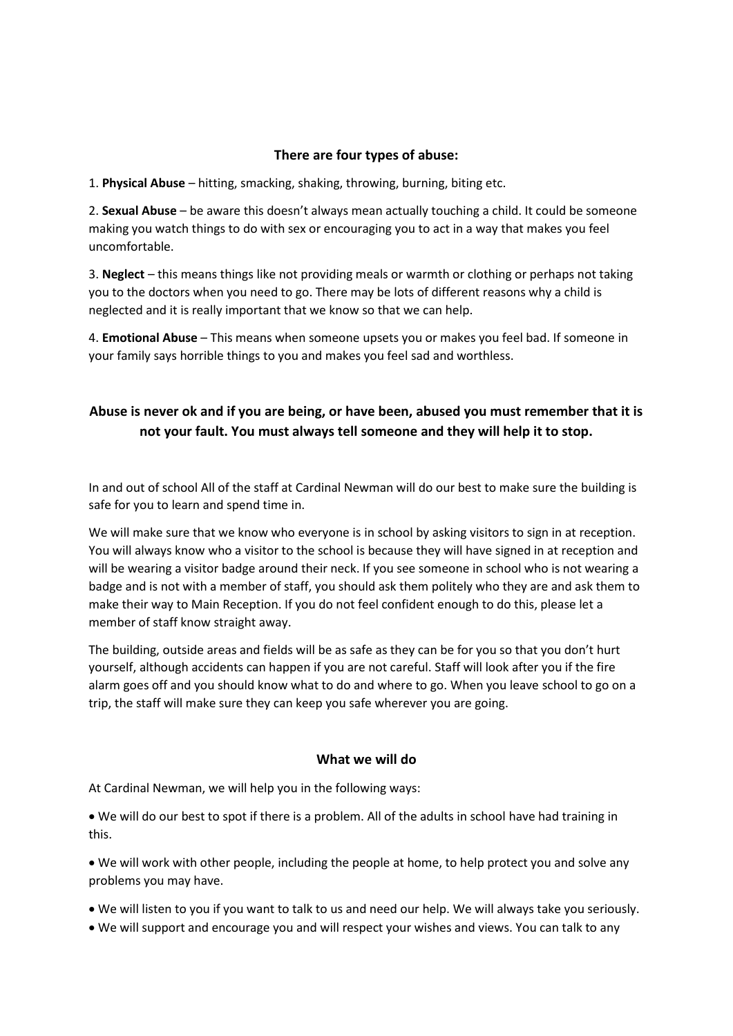### There are four types of abuse:

1. **Physical Abuse** – hitting, smacking, shaking, throwing, burning, biting etc.

2. **Sexual Abuse** – be aware this doesn't always mean actually touching a child. It could be someone making you watch things to do with sex or encouraging you to act in a way that makes you feel uncomfortable.

3. **Neglect** – this means things like not providing meals or warmth or clothing or perhaps not taking you to the doctors when you need to go. There may be lots of different reasons why a child is neglected and it is really important that we know so that we can help.

4. **Emotional Abuse** – This means when someone upsets you or makes you feel bad. If someone in your family says horrible things to you and makes you feel sad and worthless.

**Abuse is never ok and if you are being, or have been, abused you must remember that it is not your fault. You must always tell someone and they will help it to stop.**

In and out of school All of the staff at Cardinal Newman will do our best to make sure the building is safe for you to learn and spend time in.

We will make sure that we know who everyone is in school by asking visitors to sign in at reception. You will always know who a visitor to the school is because they will have signed in at reception and will be wearing a visitor badge around their neck. If you see someone in school who is not wearing a badge and is not with a member of staff, you should ask them politely who they are and ask them to make their way to Main Reception. If you do not feel confident enough to do this, please let a member of staff know straight away.

The building, outside areas and fields will be as safe as they can be for you so that you don't hurt yourself, although accidents can happen if you are not careful. Staff will look after you if the fire alarm goes off and you should know what to do and where to go. When you leave school to go on a trip, the staff will make sure they can keep you safe wherever you are going.

### What we will do

At Cardinal Newman, we will help you in the following ways:

- We will do our best to spot if there is a problem. All of the adults in school have had training in this.
- We will work with other people, including the people at home, to help protect you and solve any problems you may have.
- We will listen to you if you want to talk to us and need our help. We will always take you seriously.
- We will support and encourage you and will respect your wishes and views. You can talk to any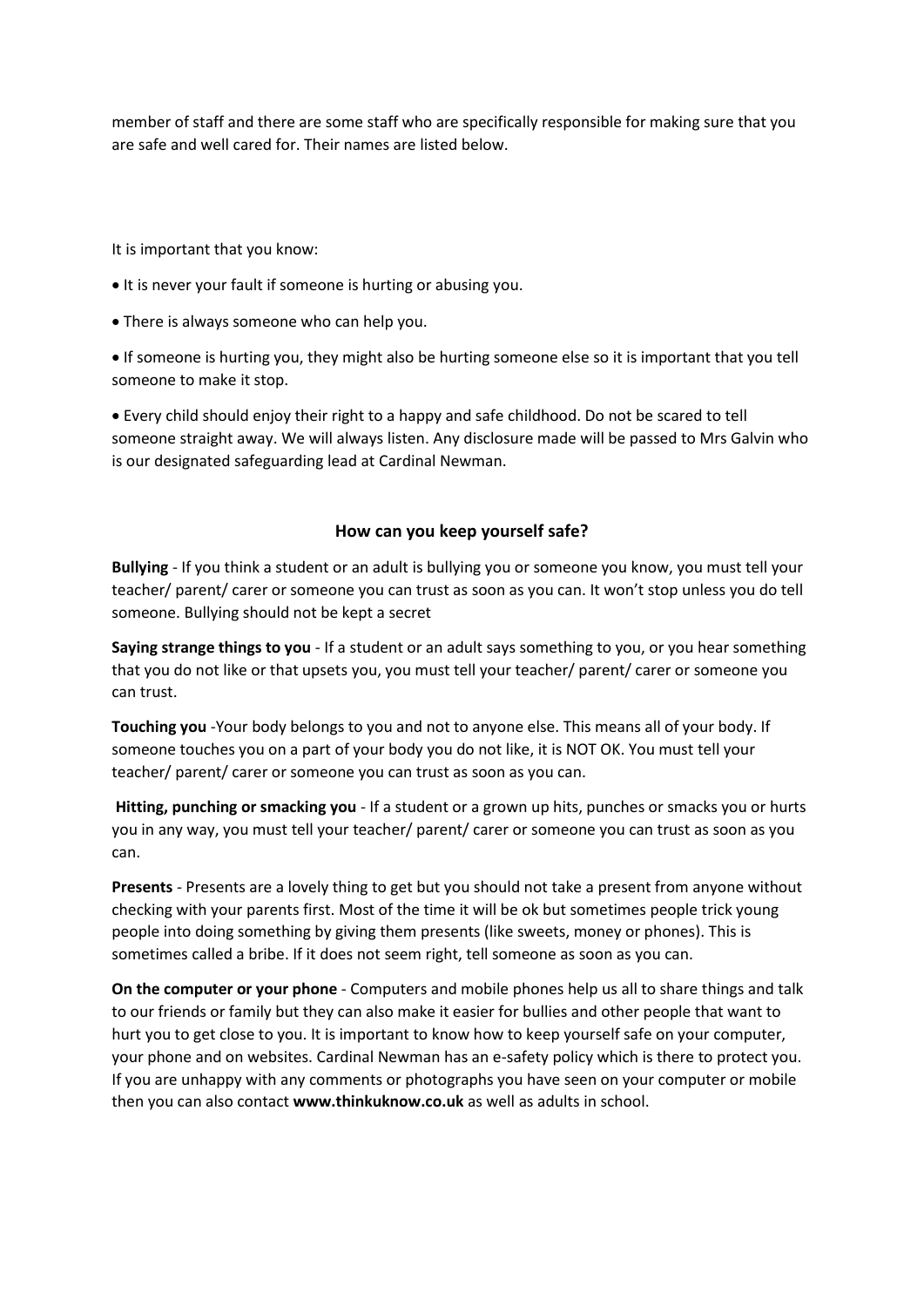member of staff and there are some staff who are specifically responsible for making sure that you are safe and well cared for. Their names are listed below.

It is important that you know:

- It is never your fault if someone is hurting or abusing you.
- There is always someone who can help you.
- If someone is hurting you, they might also be hurting someone else so it is important that you tell someone to make it stop.
- Every child should enjoy their right to a happy and safe childhood. Do not be scared to tell someone straight away. We will always listen. Any disclosure made will be passed to Mrs Galvin who is our designated safeguarding lead at Cardinal Newman.

### How can you keep yourself safe?

**Bullying** - If you think a student or an adult is bullying you or someone you know, you must tell your teacher/ parent/ carer or someone you can trust as soon as you can. It won't stop unless you do tell someone. Bullying should not be kept a secret

**Saying strange things to you** - If a student or an adult says something to you, or you hear something that you do not like or that upsets you, you must tell your teacher/ parent/ carer or someone you can trust.

**Touching you** -Your body belongs to you and not to anyone else. This means all of your body. If someone touches you on a part of your body you do not like, it is NOT OK. You must tell your teacher/ parent/ carer or someone you can trust as soon as you can.

**Hitting, punching or smacking you** - If a student or a grown up hits, punches or smacks you or hurts you in any way, you must tell your teacher/ parent/ carer or someone you can trust as soon as you can.

**Presents** - Presents are a lovely thing to get but you should not take a present from anyone without checking with your parents first. Most of the time it will be ok but sometimes people trick young people into doing something by giving them presents (like sweets, money or phones). This is sometimes called a bribe. If it does not seem right, tell someone as soon as you can.

**On the computer or your phone** - Computers and mobile phones help us all to share things and talk to our friends or family but they can also make it easier for bullies and other people that want to hurt you to get close to you. It is important to know how to keep yourself safe on your computer, your phone and on websites. Cardinal Newman has an e-safety policy which is there to protect you. If you are unhappy with any comments or photographs you have seen on your computer or mobile then you can also contact **www.thinkuknow.co.uk** as well as adults in school.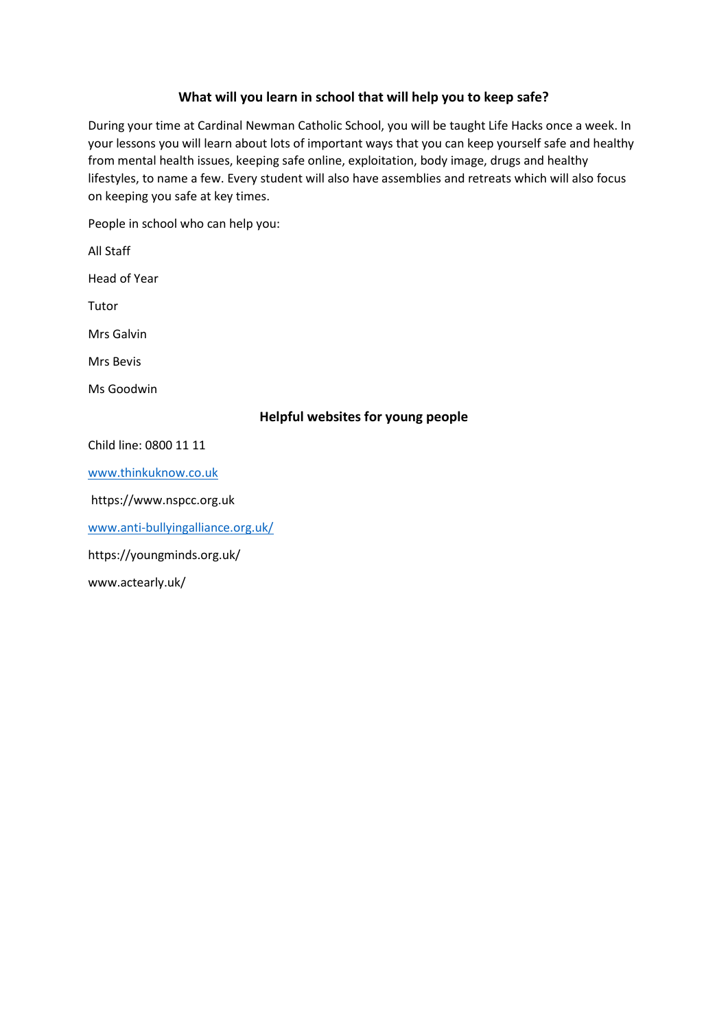## What will you learn in school that will help you to keep safe?

During your time at Cardinal Newman Catholic School, you will be taught Life Hacks once a week. In your lessons you will learn about lots of important ways that you can keep yourself safe and healthy from mental health issues, keeping safe online, exploitation, body image, drugs and healthy lifestyles, to name a few. Every student will also have assemblies and retreats which will also focus on keeping you safe at key times.

People in school who can help you:

All Staff

Head of Year

Tutor

Mrs Galvin

Mrs Bevis

Ms Goodwin

## Helpful websites for young people

Child line: 0800 11 11

www.thinkuknow.co.uk

https://www.nspcc.org.uk

www.anti-bullyingalliance.org.uk/

https://youngminds.org.uk/

www.actearly.uk/